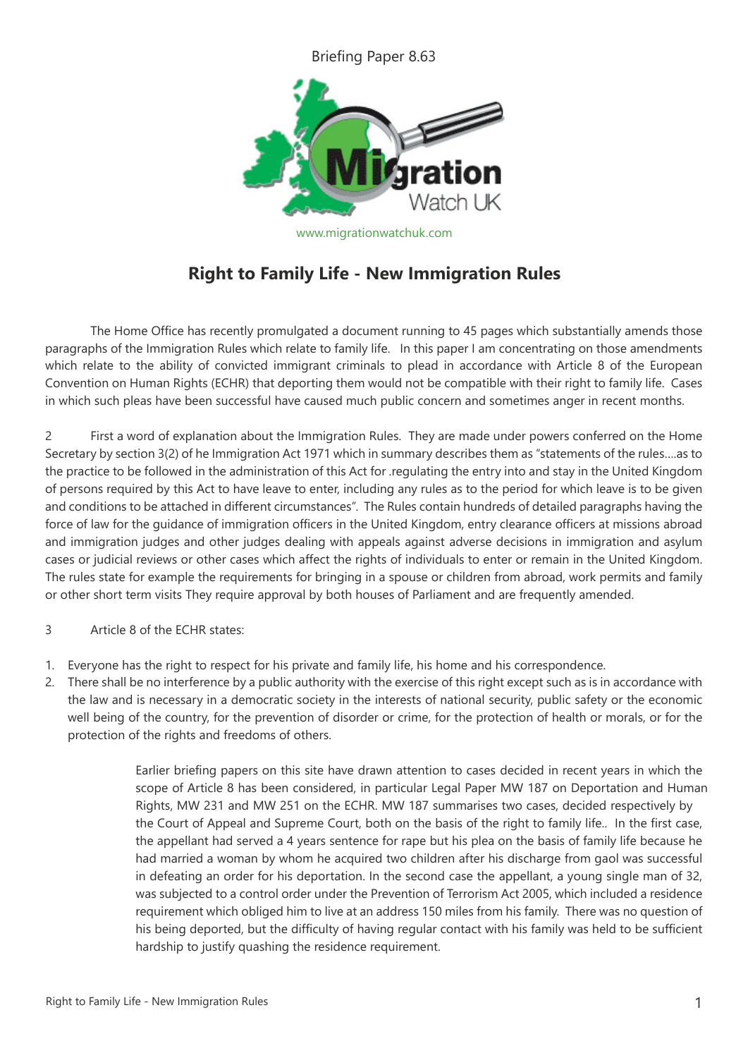Briefing Paper 8.63

www.migrationwatchuk.com

# Right to Family Life - New Immigration Rules

The Home Office has recently promulgated a document running to 45 pages which substantially amends those paragraphs of the Immigration Rules which relate to family life. In this paper I am concentrating on those amendments which relate to the ability of convicted immigrant criminals to plead in accordance with Article 8 of the European Convention on Human Rights (ECHR) that deporting them would not be compatible with their right to family life. Cases in which such pleas have been successful have caused much public concern and sometimes anger in recent months.

2 First a word of explanation about the Immigration Rules. They are made under powers conferred on the Home Secretary by section 3(2) of he Immigration Act 1971 which in summary describes them as "statements of the rules....as to the practice to be followed in the administration of this Act for .regulating the entry into and stay in the United Kingdom of persons required by this Act to have leave to enter, including any rules as to the period for which leave is to be given and conditions to be attached in different circumstances". The Rules contain hundreds of detailed paragraphs having the force of law for the guidance of immigration officers in the United Kingdom, entry clearance officers at missions abroad and immigration judges and other judges dealing with appeals against adverse decisions in immigration and asylum cases or judicial reviews or other cases which affect the rights of individuals to enter or remain in the United Kingdom. The rules state for example the requirements for bringing in a spouse or children from abroad, work permits and family or other short term visits They require approval by both houses of Parliament and are frequently amended.

3 Article 8 of the ECHR states:

1. Everyone has the right to respect for his private and family life, his home and his correspondence.
2. There shall be no interference by a public authority with the exercise of this right except such as is in accordance with the law and is necessary in a democratic society in the interests of national security, public safety or the economic well being of the country, for the prevention of disorder or crime, for the protection of health or morals, or for the protection of the rights and freedoms of others.

Earlier briefing papers on this site have drawn attention to cases decided in recent years in which the scope of Article 8 has been considered, in particular Legal Paper MW 187 on Deportation and Human Rights, MW 231 and MW 251 on the ECHR. MW 187 summarises two cases, decided respectively by the Court of Appeal and Supreme Court, both on the basis of the right to family life.. In the first case, the appellant had served a 4 years sentence for rape but his plea on the basis of family life because he had married a woman by whom he acquired two children after his discharge from gaol was successful in defeating an order for his deportation. In the second case the appellant, a young single man of 32, was subjected to a control order under the Prevention of Terrorism Act 2005, which included a residence requirement which obliged him to live at an address 150 miles from his family. There was no question of his being deported, but the difficulty of having regular contact with his family was held to be sufficient hardship to justify quashing the residence requirement.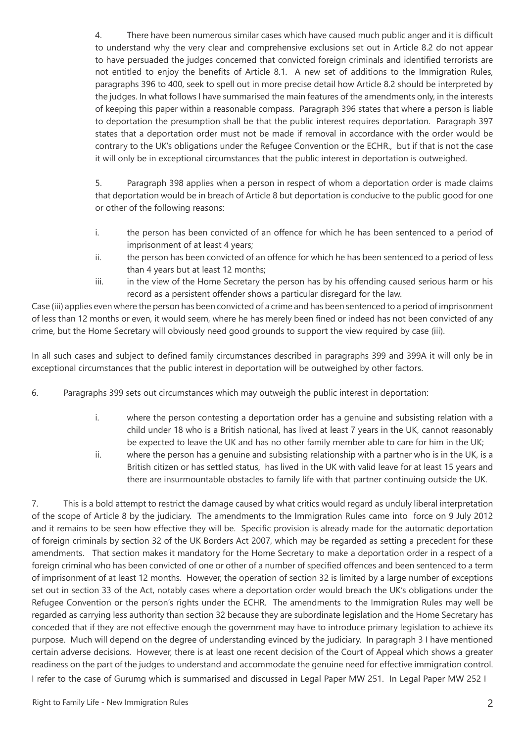4. There have been numerous similar cases which have caused much public anger and it is difficult to understand why the very clear and comprehensive exclusions set out in Article 8.2 do not appear to have persuaded the judges concerned that convicted foreign criminals and identified terrorists are not entitled to enjoy the benefits of Article 8.1. A new set of additions to the Immigration Rules, paragraphs 396 to 400, seek to spell out in more precise detail how Article 8.2 should be interpreted by the judges. In what follows I have summarised the main features of the amendments only, in the interests of keeping this paper within a reasonable compass. Paragraph 396 states that where a person is liable to deportation the presumption shall be that the public interest requires deportation. Paragraph 397 states that a deportation order must not be made if removal in accordance with the order would be contrary to the UK's obligations under the Refugee Convention or the ECHR., but if that is not the case it will only be in exceptional circumstances that the public interest in deportation is outweighed.

5. Paragraph 398 applies when a person in respect of whom a deportation order is made claims that deportation would be in breach of Article 8 but deportation is conducive to the public good for one or other of the following reasons:

i. the person has been convicted of an offence for which he has been sentenced to a period of imprisonment of at least 4 years;
ii. the person has been convicted of an offence for which he has been sentenced to a period of less than 4 years but at least 12 months;
iii. in the view of the Home Secretary the person has by his offending caused serious harm or his record as a persistent offender shows a particular disregard for the law.

Case (iii) applies even where the person has been convicted of a crime and has been sentenced to a period of imprisonment of less than 12 months or even, it would seem, where he has merely been fined or indeed has not been convicted of any crime, but the Home Secretary will obviously need good grounds to support the view required by case (iii).

In all such cases and subject to defined family circumstances described in paragraphs 399 and 399A it will only be in exceptional circumstances that the public interest in deportation will be outweighed by other factors.

6. Paragraphs 399 sets out circumstances which may outweigh the public interest in deportation:

i. where the person contesting a deportation order has a genuine and subsisting relation with a child under 18 who is a British national, has lived at least 7 years in the UK, cannot reasonably be expected to leave the UK and has no other family member able to care for him in the UK;
ii. where the person has a genuine and subsisting relationship with a partner who is in the UK, is a British citizen or has settled status, has lived in the UK with valid leave for at least 15 years and there are insurmountable obstacles to family life with that partner continuing outside the UK.

7. This is a bold attempt to restrict the damage caused by what critics would regard as unduly liberal interpretation of the scope of Article 8 by the judiciary. The amendments to the Immigration Rules came into force on 9 July 2012 and it remains to be seen how effective they will be. Specific provision is already made for the automatic deportation of foreign criminals by section 32 of the UK Borders Act 2007, which may be regarded as setting a precedent for these amendments. That section makes it mandatory for the Home Secretary to make a deportation order in a respect of a foreign criminal who has been convicted of one or other of a number of specified offences and been sentenced to a term of imprisonment of at least 12 months. However, the operation of section 32 is limited by a large number of exceptions set out in section 33 of the Act, notably cases where a deportation order would breach the UK's obligations under the Refugee Convention or the person's rights under the ECHR. The amendments to the Immigration Rules may well be regarded as carrying less authority than section 32 because they are subordinate legislation and the Home Secretary has conceded that if they are not effective enough the government may have to introduce primary legislation to achieve its purpose. Much will depend on the degree of understanding evinced by the judiciary. In paragraph 3 I have mentioned certain adverse decisions. However, there is at least one recent decision of the Court of Appeal which shows a greater readiness on the part of the judges to understand and accommodate the genuine need for effective immigration control. I refer to the case of Gurumg which is summarised and discussed in Legal Paper MW 251. In Legal Paper MW 252 I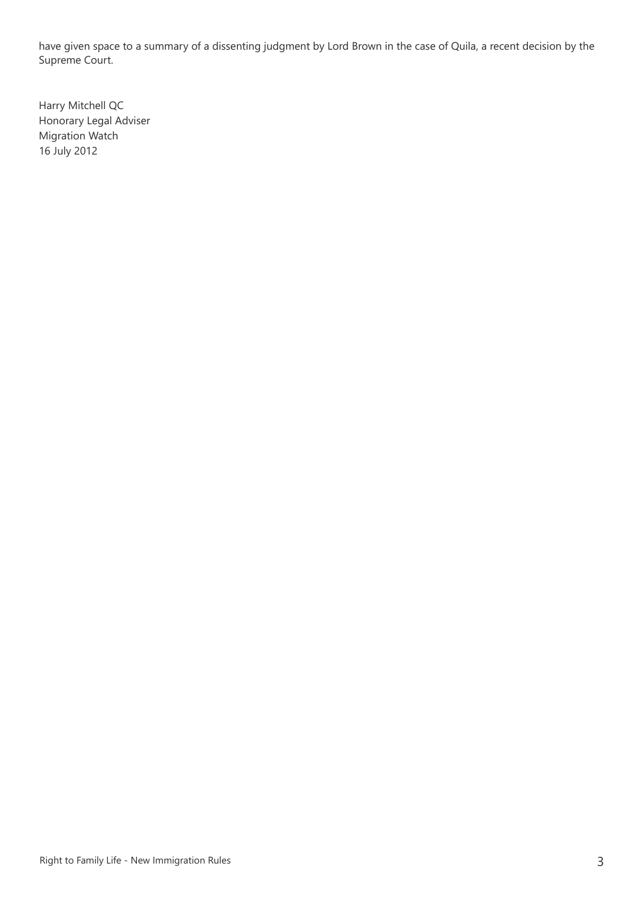have given space to a summary of a dissenting judgment by Lord Brown in the case of Quila, a recent decision by the Supreme Court.

Harry Mitchell QC
Honorary Legal Adviser
Migration Watch
16 July 2012